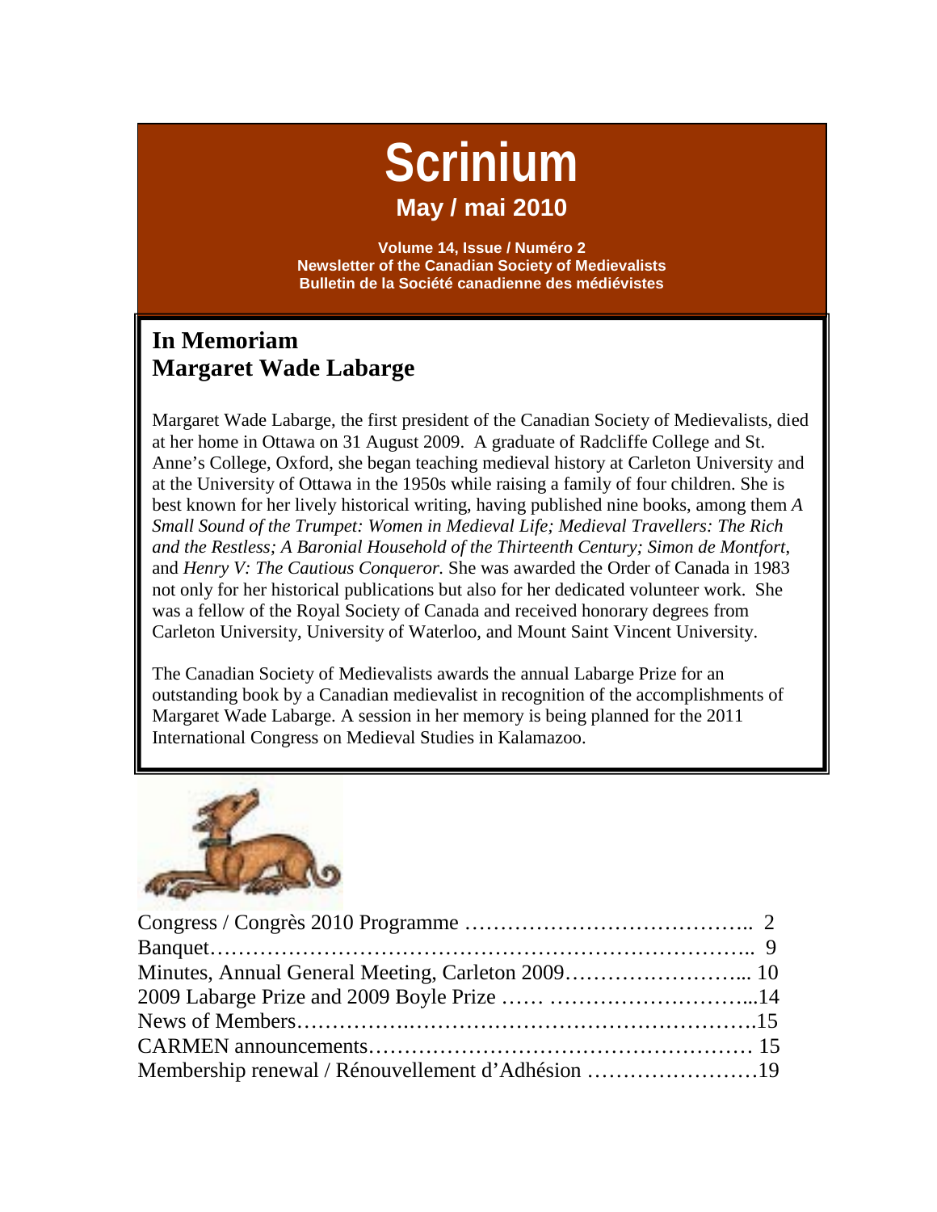# Scrinium

## May / mai 2010

**Volume 14, Issue / Numéro 2**
**Newsletter of the Canadian Society of Medievalists**
**Bulletin de la Société canadienne des médiévistes**

## In Memoriam
## Margaret Wade Labarge

Margaret Wade Labarge, the first president of the Canadian Society of Medievalists, died at her home in Ottawa on 31 August 2009. A graduate of Radcliffe College and St. Anne's College, Oxford, she began teaching medieval history at Carleton University and at the University of Ottawa in the 1950s while raising a family of four children. She is best known for her lively historical writing, having published nine books, among them *A Small Sound of the Trumpet: Women in Medieval Life; Medieval Travellers: The Rich and the Restless; A Baronial Household of the Thirteenth Century; Simon de Montfort*, and *Henry V: The Cautious Conqueror.* She was awarded the Order of Canada in 1983 not only for her historical publications but also for her dedicated volunteer work. She was a fellow of the Royal Society of Canada and received honorary degrees from Carleton University, University of Waterloo, and Mount Saint Vincent University.

The Canadian Society of Medievalists awards the annual Labarge Prize for an outstanding book by a Canadian medievalist in recognition of the accomplishments of Margaret Wade Labarge. A session in her memory is being planned for the 2011 International Congress on Medieval Studies in Kalamazoo.

Congress / Congrès 2010 Programme ………………………………….. 2
Banquet……………………………………………………………….. 9
Minutes, Annual General Meeting, Carleton 2009……………………... 10
2009 Labarge Prize and 2009 Boyle Prize …… ………………………...14
News of Members…………….……………………………………….15
CARMEN announcements…………………………………………… 15
Membership renewal / Rénouvellement d'Adhésion ……………………19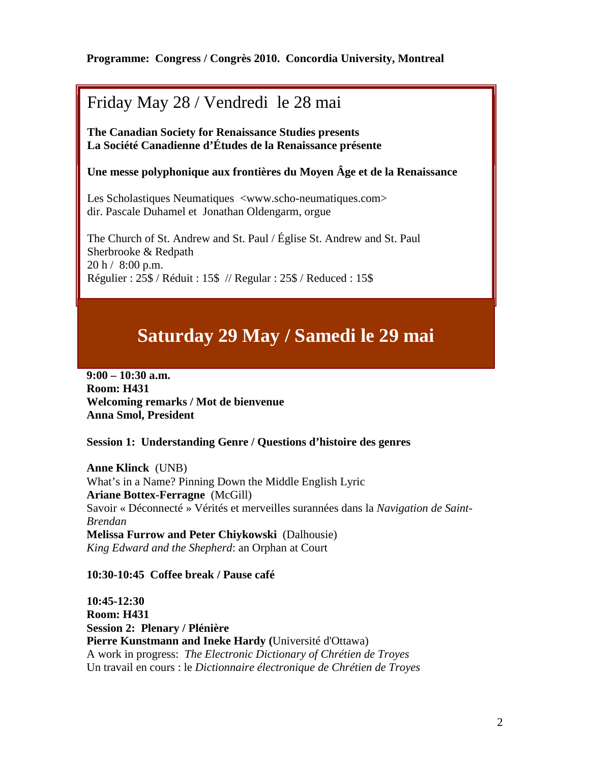**Programme: Congress / Congrès 2010. Concordia University, Montreal**

## Friday May 28 / Vendredi le 28 mai

**The Canadian Society for Renaissance Studies presents**
**La Société Canadienne d'Études de la Renaissance présente**

**Une messe polyphonique aux frontières du Moyen Âge et de la Renaissance**

Les Scholastiques Neumatiques <www.scho-neumatiques.com>
dir. Pascale Duhamel et Jonathan Oldengarm, orgue

The Church of St. Andrew and St. Paul / Église St. Andrew and St. Paul
Sherbrooke & Redpath
20 h / 8:00 p.m.
Régulier : 25$ / Réduit : 15$ // Regular : 25$ / Reduced : 15$

## Saturday 29 May / Samedi le 29 mai

**9:00 – 10:30 a.m.**
**Room: H431**
**Welcoming remarks / Mot de bienvenue**
**Anna Smol, President**

**Session 1: Understanding Genre / Questions d'histoire des genres**

**Anne Klinck** (UNB)
What's in a Name? Pinning Down the Middle English Lyric
**Ariane Bottex-Ferragne** (McGill)
Savoir « Déconnecté » Vérités et merveilles surannées dans la *Navigation de Saint-Brendan*
**Melissa Furrow and Peter Chiykowski** (Dalhousie)
*King Edward and the Shepherd*: an Orphan at Court

**10:30-10:45 Coffee break / Pause café**

**10:45-12:30**
**Room: H431**
**Session 2: Plenary / Plénière**
**Pierre Kunstmann and Ineke Hardy (**Université d'Ottawa)
A work in progress: *The Electronic Dictionary of Chrétien de Troyes*
Un travail en cours : le *Dictionnaire électronique de Chrétien de Troyes*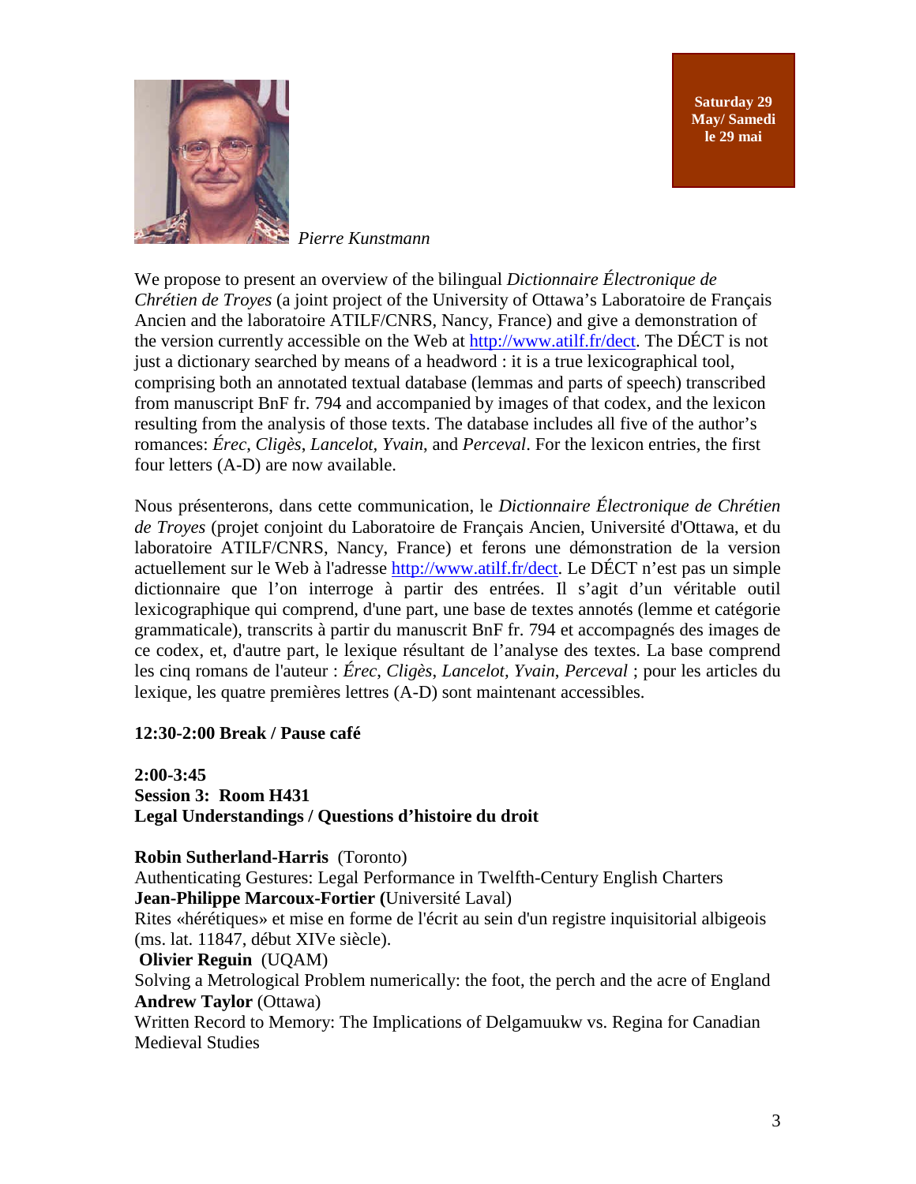Saturday 29 May/ Samedi le 29 mai

*Pierre Kunstmann*

We propose to present an overview of the bilingual *Dictionnaire Électronique de Chrétien de Troyes* (a joint project of the University of Ottawa's Laboratoire de Français Ancien and the laboratoire ATILF/CNRS, Nancy, France) and give a demonstration of the version currently accessible on the Web at http://www.atilf.fr/dect. The DÉCT is not just a dictionary searched by means of a headword : it is a true lexicographical tool, comprising both an annotated textual database (lemmas and parts of speech) transcribed from manuscript BnF fr. 794 and accompanied by images of that codex, and the lexicon resulting from the analysis of those texts. The database includes all five of the author's romances: *Érec*, *Cligès*, *Lancelot*, *Yvain*, and *Perceval*. For the lexicon entries, the first four letters (A-D) are now available.

Nous présenterons, dans cette communication, le *Dictionnaire Électronique de Chrétien de Troyes* (projet conjoint du Laboratoire de Français Ancien, Université d'Ottawa, et du laboratoire ATILF/CNRS, Nancy, France) et ferons une démonstration de la version actuellement sur le Web à l'adresse http://www.atilf.fr/dect. Le DÉCT n'est pas un simple dictionnaire que l'on interroge à partir des entrées. Il s'agit d'un véritable outil lexicographique qui comprend, d'une part, une base de textes annotés (lemme et catégorie grammaticale), transcrits à partir du manuscrit BnF fr. 794 et accompagnés des images de ce codex, et, d'autre part, le lexique résultant de l'analyse des textes. La base comprend les cinq romans de l'auteur : *Érec*, *Cligès*, *Lancelot*, *Yvain*, *Perceval* ; pour les articles du lexique, les quatre premières lettres (A-D) sont maintenant accessibles.

**12:30-2:00 Break / Pause café**

**2:00-3:45**
**Session 3: Room H431**
**Legal Understandings / Questions d'histoire du droit**

**Robin Sutherland-Harris** (Toronto)
Authenticating Gestures: Legal Performance in Twelfth-Century English Charters
**Jean-Philippe Marcoux-Fortier (**Université Laval)
Rites «hérétiques» et mise en forme de l'écrit au sein d'un registre inquisitorial albigeois (ms. lat. 11847, début XIVe siècle).
**Olivier Reguin** (UQAM)
Solving a Metrological Problem numerically: the foot, the perch and the acre of England
**Andrew Taylor** (Ottawa)
Written Record to Memory: The Implications of Delgamuukw vs. Regina for Canadian Medieval Studies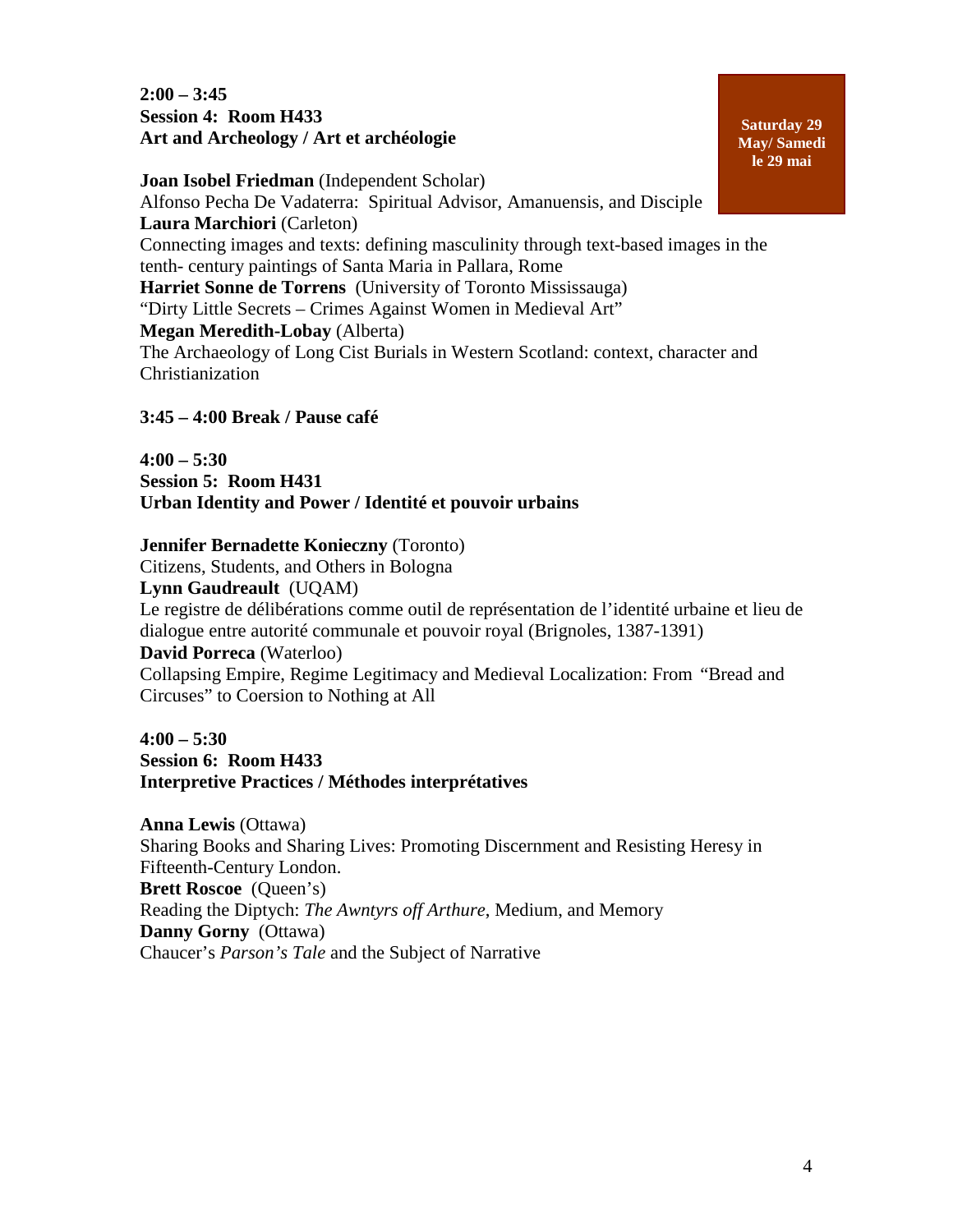**Saturday 29 May/ Samedi le 29 mai**

**2:00 – 3:45**
**Session 4: Room H433**
**Art and Archeology / Art et archéologie**

**Joan Isobel Friedman** (Independent Scholar)
Alfonso Pecha De Vadaterra: Spiritual Advisor, Amanuensis, and Disciple
**Laura Marchiori** (Carleton)
Connecting images and texts: defining masculinity through text-based images in the tenth- century paintings of Santa Maria in Pallara, Rome
**Harriet Sonne de Torrens** (University of Toronto Mississauga)
"Dirty Little Secrets – Crimes Against Women in Medieval Art"
**Megan Meredith-Lobay** (Alberta)
The Archaeology of Long Cist Burials in Western Scotland: context, character and Christianization

**3:45 – 4:00 Break / Pause café**

**4:00 – 5:30**
**Session 5: Room H431**
**Urban Identity and Power / Identité et pouvoir urbains**

**Jennifer Bernadette Konieczny** (Toronto)
Citizens, Students, and Others in Bologna
**Lynn Gaudreault** (UQAM)
Le registre de délibérations comme outil de représentation de l'identité urbaine et lieu de dialogue entre autorité communale et pouvoir royal (Brignoles, 1387-1391)
**David Porreca** (Waterloo)
Collapsing Empire, Regime Legitimacy and Medieval Localization: From "Bread and Circuses" to Coersion to Nothing at All

**4:00 – 5:30**
**Session 6: Room H433**
**Interpretive Practices / Méthodes interprétatives**

**Anna Lewis** (Ottawa)
Sharing Books and Sharing Lives: Promoting Discernment and Resisting Heresy in Fifteenth-Century London.
**Brett Roscoe** (Queen's)
Reading the Diptych: *The Awntyrs off Arthure*, Medium, and Memory
**Danny Gorny** (Ottawa)
Chaucer's *Parson's Tale* and the Subject of Narrative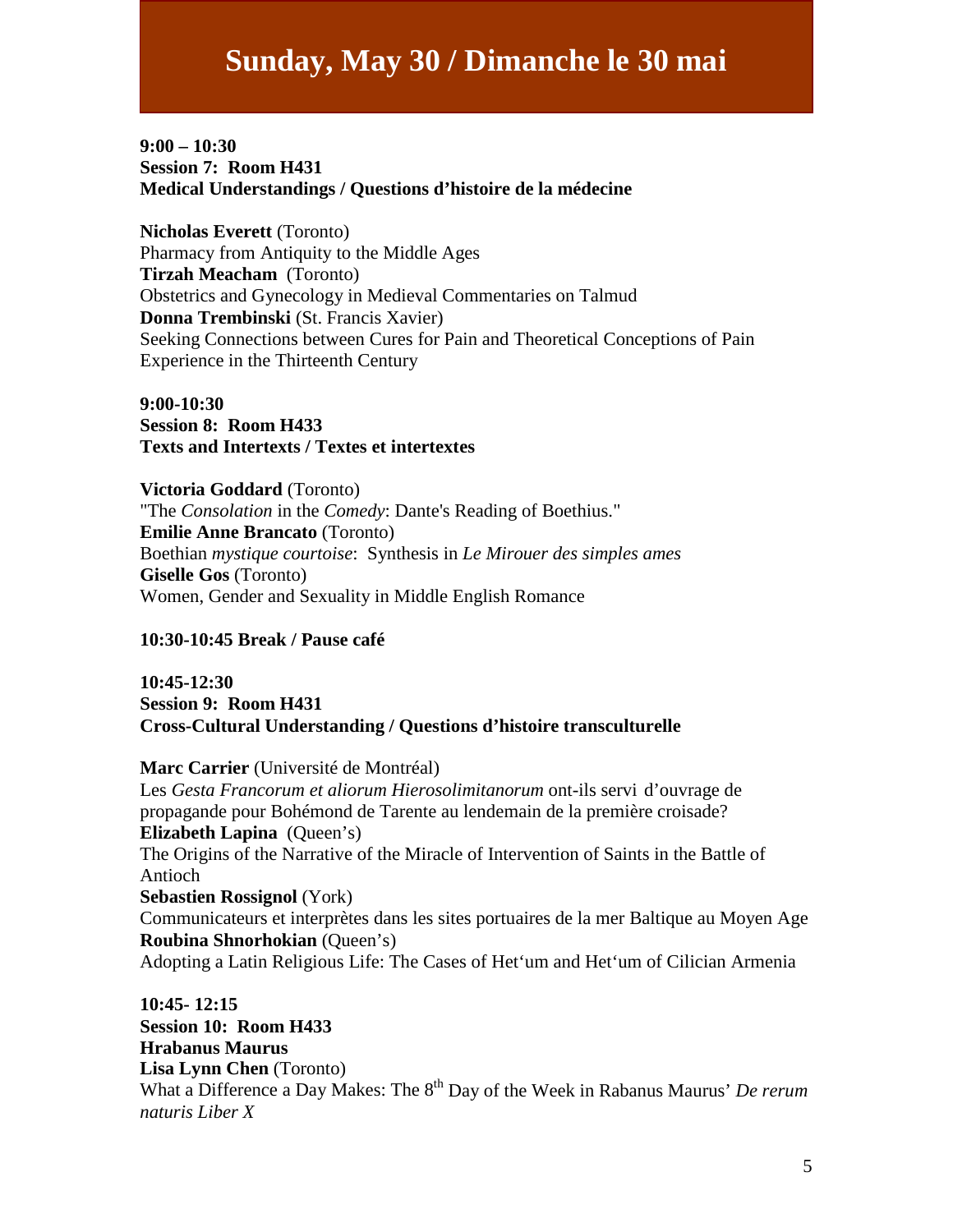# Sunday, May 30 / Dimanche le 30 mai

**9:00 – 10:30**
**Session 7: Room H431**
**Medical Understandings / Questions d'histoire de la médecine**

**Nicholas Everett** (Toronto)
Pharmacy from Antiquity to the Middle Ages
**Tirzah Meacham** (Toronto)
Obstetrics and Gynecology in Medieval Commentaries on Talmud
**Donna Trembinski** (St. Francis Xavier)
Seeking Connections between Cures for Pain and Theoretical Conceptions of Pain Experience in the Thirteenth Century

**9:00-10:30**
**Session 8: Room H433**
**Texts and Intertexts / Textes et intertextes**

**Victoria Goddard** (Toronto)
"The *Consolation* in the *Comedy*: Dante's Reading of Boethius."
**Emilie Anne Brancato** (Toronto)
Boethian *mystique courtoise*: Synthesis in *Le Mirouer des simples ames*
**Giselle Gos** (Toronto)
Women, Gender and Sexuality in Middle English Romance

**10:30-10:45 Break / Pause café**

**10:45-12:30**
**Session 9: Room H431**
**Cross-Cultural Understanding / Questions d'histoire transculturelle**

**Marc Carrier** (Université de Montréal)
Les *Gesta Francorum et aliorum Hierosolimitanorum* ont-ils servi d'ouvrage de propagande pour Bohémond de Tarente au lendemain de la première croisade?
**Elizabeth Lapina** (Queen's)
The Origins of the Narrative of the Miracle of Intervention of Saints in the Battle of Antioch
**Sebastien Rossignol** (York)
Communicateurs et interprètes dans les sites portuaires de la mer Baltique au Moyen Age
**Roubina Shnorhokian** (Queen's)
Adopting a Latin Religious Life: The Cases of Het'um and Het'um of Cilician Armenia

**10:45- 12:15**
**Session 10: Room H433**
**Hrabanus Maurus**
**Lisa Lynn Chen** (Toronto)
What a Difference a Day Makes: The 8th Day of the Week in Rabanus Maurus' *De rerum naturis Liber X*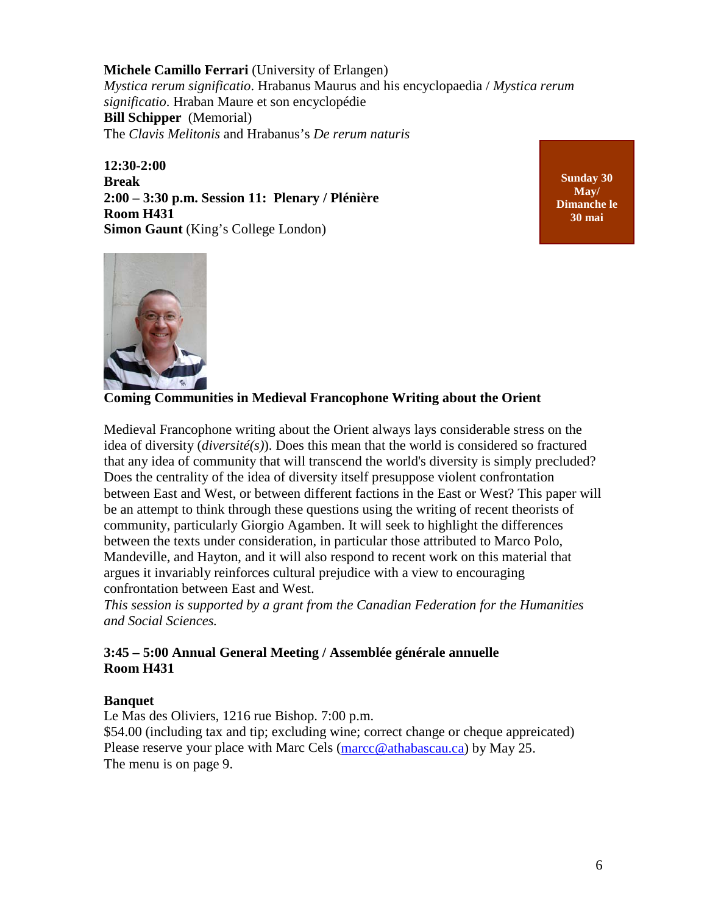**Michele Camillo Ferrari** (University of Erlangen)
*Mystica rerum significatio*. Hrabanus Maurus and his encyclopaedia / *Mystica rerum significatio*. Hraban Maure et son encyclopédie
**Bill Schipper** (Memorial)
The *Clavis Melitonis* and Hrabanus's *De rerum naturis*

**Sunday 30 May/ Dimanche le 30 mai**

**12:30-2:00**
**Break**
**2:00 – 3:30 p.m. Session 11: Plenary / Plénière**
**Room H431**
**Simon Gaunt** (King's College London)

**Coming Communities in Medieval Francophone Writing about the Orient**

Medieval Francophone writing about the Orient always lays considerable stress on the idea of diversity (*diversité(s)*). Does this mean that the world is considered so fractured that any idea of community that will transcend the world's diversity is simply precluded? Does the centrality of the idea of diversity itself presuppose violent confrontation between East and West, or between different factions in the East or West? This paper will be an attempt to think through these questions using the writing of recent theorists of community, particularly Giorgio Agamben. It will seek to highlight the differences between the texts under consideration, in particular those attributed to Marco Polo, Mandeville, and Hayton, and it will also respond to recent work on this material that argues it invariably reinforces cultural prejudice with a view to encouraging confrontation between East and West.
*This session is supported by a grant from the Canadian Federation for the Humanities and Social Sciences.*

**3:45 – 5:00 Annual General Meeting / Assemblée générale annuelle**
**Room H431**

**Banquet**
Le Mas des Oliviers, 1216 rue Bishop. 7:00 p.m.
$54.00 (including tax and tip; excluding wine; correct change or cheque appreicated)
Please reserve your place with Marc Cels (marcc@athabascau.ca) by May 25.
The menu is on page 9.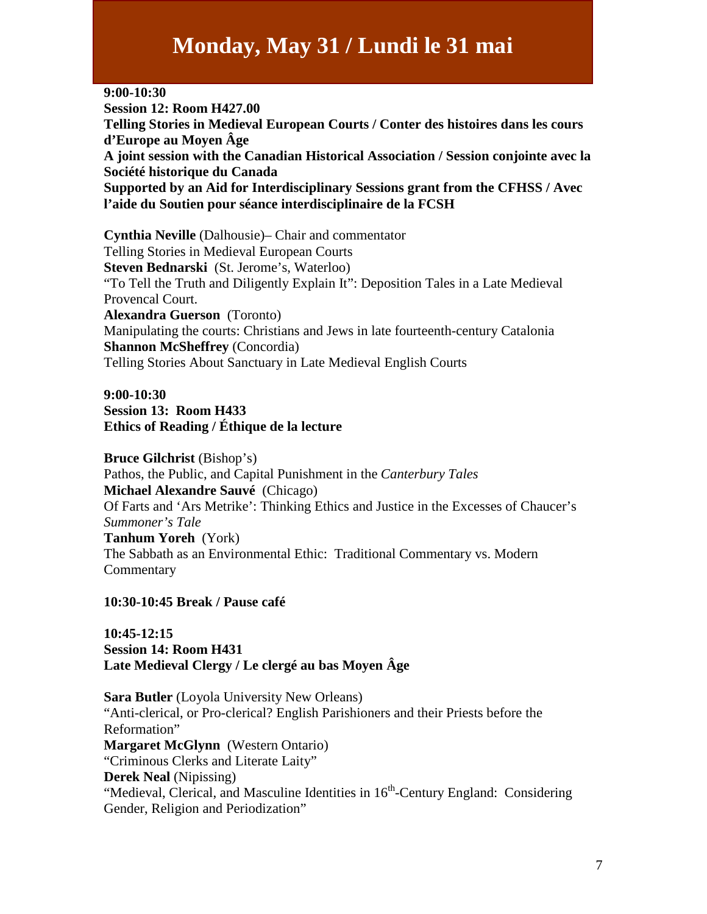# Monday, May 31 / Lundi le 31 mai

**9:00-10:30**
**Session 12: Room H427.00**
**Telling Stories in Medieval European Courts / Conter des histoires dans les cours d'Europe au Moyen Âge**
**A joint session with the Canadian Historical Association / Session conjointe avec la Société historique du Canada**
**Supported by an Aid for Interdisciplinary Sessions grant from the CFHSS / Avec l'aide du Soutien pour séance interdisciplinaire de la FCSH**

**Cynthia Neville** (Dalhousie)– Chair and commentator
Telling Stories in Medieval European Courts
**Steven Bednarski** (St. Jerome's, Waterloo)
"To Tell the Truth and Diligently Explain It": Deposition Tales in a Late Medieval Provencal Court.
**Alexandra Guerson** (Toronto)
Manipulating the courts: Christians and Jews in late fourteenth-century Catalonia
**Shannon McSheffrey** (Concordia)
Telling Stories About Sanctuary in Late Medieval English Courts

**9:00-10:30**
**Session 13: Room H433**
**Ethics of Reading / Éthique de la lecture**

**Bruce Gilchrist** (Bishop's)
Pathos, the Public, and Capital Punishment in the *Canterbury Tales*
**Michael Alexandre Sauvé** (Chicago)
Of Farts and 'Ars Metrike': Thinking Ethics and Justice in the Excesses of Chaucer's *Summoner's Tale*
**Tanhum Yoreh** (York)
The Sabbath as an Environmental Ethic: Traditional Commentary vs. Modern Commentary

**10:30-10:45 Break / Pause café**

**10:45-12:15**
**Session 14: Room H431**
**Late Medieval Clergy / Le clergé au bas Moyen Âge**

**Sara Butler** (Loyola University New Orleans)
"Anti-clerical, or Pro-clerical? English Parishioners and their Priests before the Reformation"
**Margaret McGlynn** (Western Ontario)
"Criminous Clerks and Literate Laity"
**Derek Neal** (Nipissing)
"Medieval, Clerical, and Masculine Identities in 16th-Century England: Considering Gender, Religion and Periodization"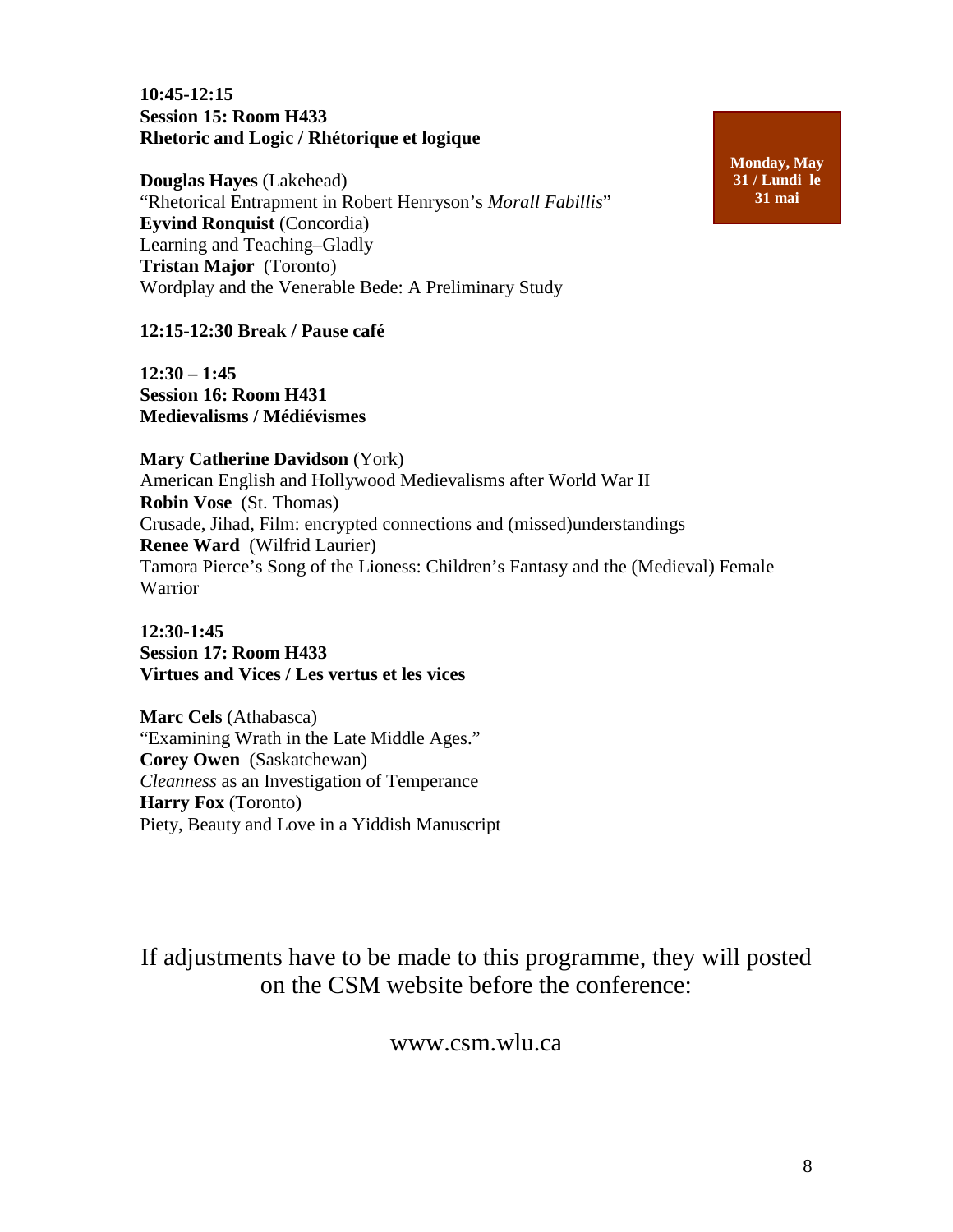**Monday, May 31 / Lundi le 31 mai**

**10:45-12:15**
**Session 15: Room H433**
**Rhetoric and Logic / Rhétorique et logique**

**Douglas Hayes** (Lakehead)
"Rhetorical Entrapment in Robert Henryson's *Morall Fabillis*"
**Eyvind Ronquist** (Concordia)
Learning and Teaching–Gladly
**Tristan Major** (Toronto)
Wordplay and the Venerable Bede: A Preliminary Study

**12:15-12:30 Break / Pause café**

**12:30 – 1:45**
**Session 16: Room H431**
**Medievalisms / Médiévismes**

**Mary Catherine Davidson** (York)
American English and Hollywood Medievalisms after World War II
**Robin Vose** (St. Thomas)
Crusade, Jihad, Film: encrypted connections and (missed)understandings
**Renee Ward** (Wilfrid Laurier)
Tamora Pierce's Song of the Lioness: Children's Fantasy and the (Medieval) Female Warrior

**12:30-1:45**
**Session 17: Room H433**
**Virtues and Vices / Les vertus et les vices**

**Marc Cels** (Athabasca)
"Examining Wrath in the Late Middle Ages."
**Corey Owen** (Saskatchewan)
*Cleanness* as an Investigation of Temperance
**Harry Fox** (Toronto)
Piety, Beauty and Love in a Yiddish Manuscript

If adjustments have to be made to this programme, they will posted on the CSM website before the conference:

www.csm.wlu.ca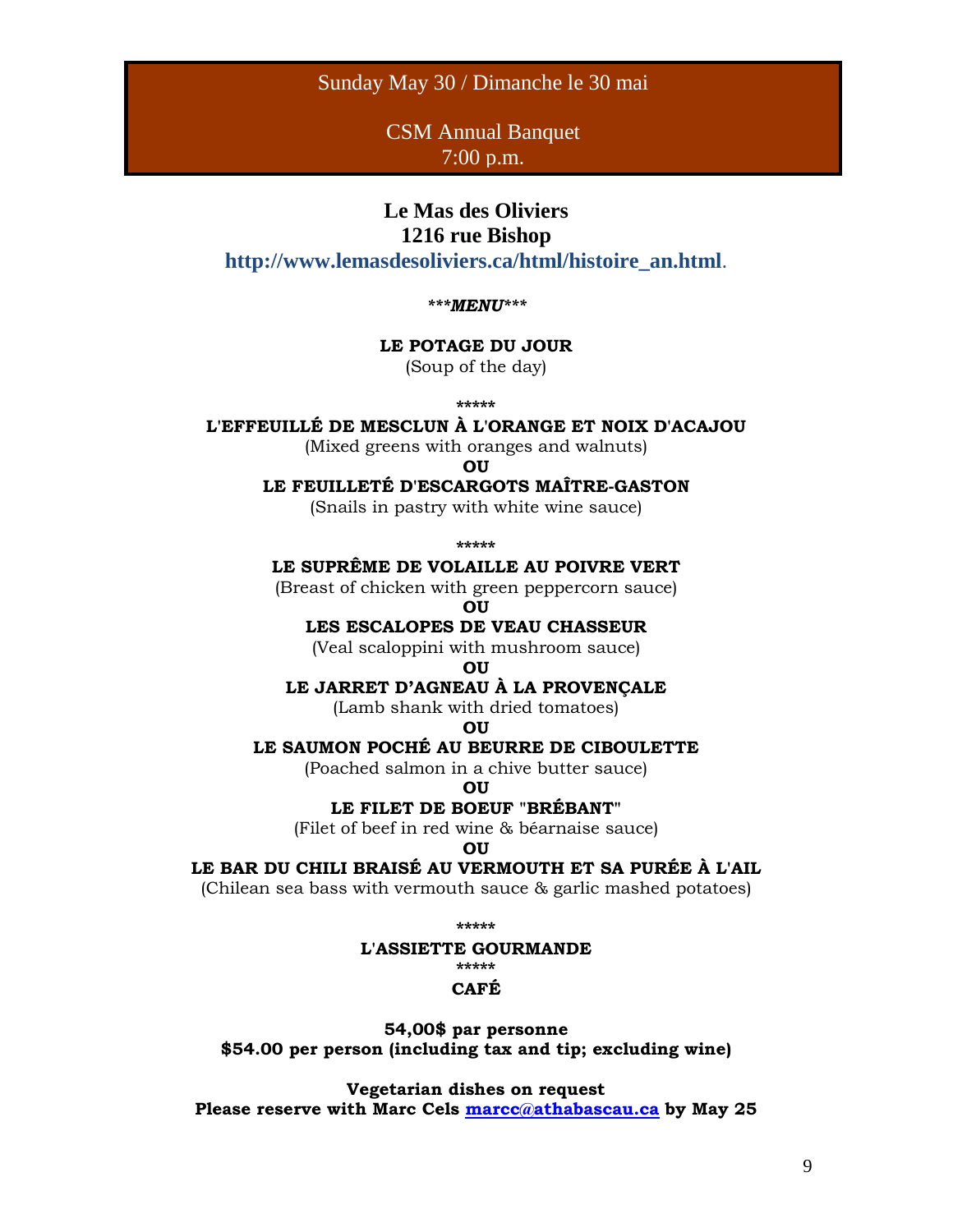Sunday May 30 / Dimanche le 30 mai

CSM Annual Banquet
7:00 p.m.

## Le Mas des Oliviers
## 1216 rue Bishop

**http://www.lemasdesoliviers.ca/html/histoire_an.html**.

***\*\*\*MENU\*\*\****

**LE POTAGE DU JOUR**
(Soup of the day)

\*\*\*\*\*

**L'EFFEUILLÉ DE MESCLUN À L'ORANGE ET NOIX D'ACAJOU**
(Mixed greens with oranges and walnuts)
**OU**
**LE FEUILLETÉ D'ESCARGOTS MAÎTRE-GASTON**
(Snails in pastry with white wine sauce)

\*\*\*\*\*

**LE SUPRÊME DE VOLAILLE AU POIVRE VERT**
(Breast of chicken with green peppercorn sauce)
**OU**
**LES ESCALOPES DE VEAU CHASSEUR**
(Veal scaloppini with mushroom sauce)
**OU**
**LE JARRET D'AGNEAU À LA PROVENÇALE**
(Lamb shank with dried tomatoes)
**OU**
**LE SAUMON POCHÉ AU BEURRE DE CIBOULETTE**
(Poached salmon in a chive butter sauce)
**OU**
**LE FILET DE BOEUF "BRÉBANT"**
(Filet of beef in red wine & béarnaise sauce)
**OU**
**LE BAR DU CHILI BRAISÉ AU VERMOUTH ET SA PURÉE À L'AIL**
(Chilean sea bass with vermouth sauce & garlic mashed potatoes)

\*\*\*\*\*

**L'ASSIETTE GOURMANDE**

\*\*\*\*\*

**CAFÉ**

**54,00$ par personne**
**$54.00 per person (including tax and tip; excluding wine)**

**Vegetarian dishes on request**
**Please reserve with Marc Cels marcc@athabascau.ca by May 25**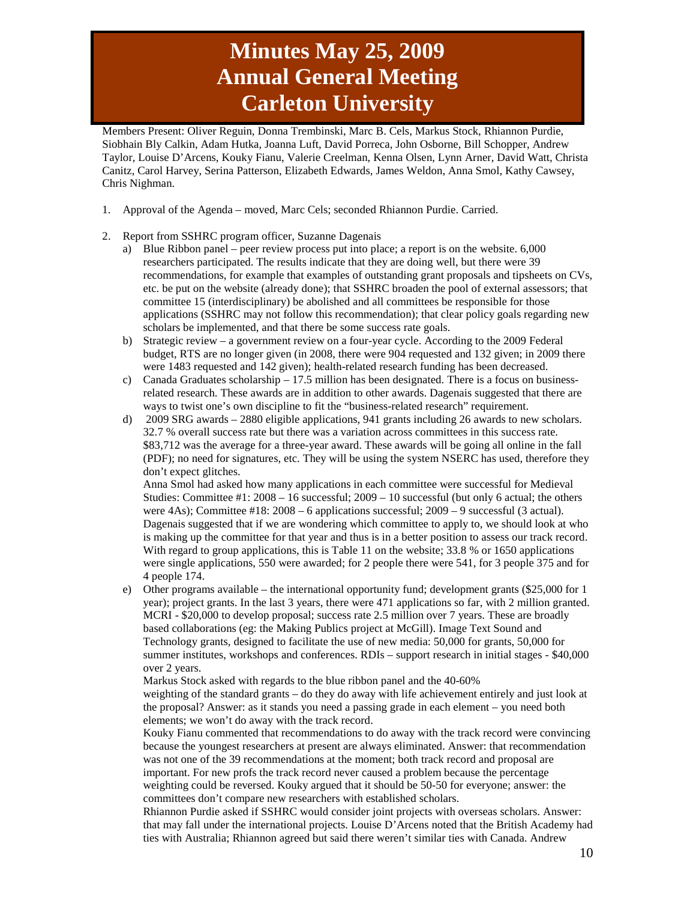# Minutes May 25, 2009
# Annual General Meeting
# Carleton University

Members Present: Oliver Reguin, Donna Trembinski, Marc B. Cels, Markus Stock, Rhiannon Purdie, Siobhain Bly Calkin, Adam Hutka, Joanna Luft, David Porreca, John Osborne, Bill Schopper, Andrew Taylor, Louise D'Arcens, Kouky Fianu, Valerie Creelman, Kenna Olsen, Lynn Arner, David Watt, Christa Canitz, Carol Harvey, Serina Patterson, Elizabeth Edwards, James Weldon, Anna Smol, Kathy Cawsey, Chris Nighman.

1. Approval of the Agenda – moved, Marc Cels; seconded Rhiannon Purdie. Carried.

2. Report from SSHRC program officer, Suzanne Dagenais
   a) Blue Ribbon panel – peer review process put into place; a report is on the website. 6,000 researchers participated. The results indicate that they are doing well, but there were 39 recommendations, for example that examples of outstanding grant proposals and tipsheets on CVs, etc. be put on the website (already done); that SSHRC broaden the pool of external assessors; that committee 15 (interdisciplinary) be abolished and all committees be responsible for those applications (SSHRC may not follow this recommendation); that clear policy goals regarding new scholars be implemented, and that there be some success rate goals.
   b) Strategic review – a government review on a four-year cycle. According to the 2009 Federal budget, RTS are no longer given (in 2008, there were 904 requested and 132 given; in 2009 there were 1483 requested and 142 given); health-related research funding has been decreased.
   c) Canada Graduates scholarship – 17.5 million has been designated. There is a focus on business-related research. These awards are in addition to other awards. Dagenais suggested that there are ways to twist one's own discipline to fit the "business-related research" requirement.
   d) 2009 SRG awards – 2880 eligible applications, 941 grants including 26 awards to new scholars. 32.7 % overall success rate but there was a variation across committees in this success rate. $83,712 was the average for a three-year award. These awards will be going all online in the fall (PDF); no need for signatures, etc. They will be using the system NSERC has used, therefore they don't expect glitches.
      Anna Smol had asked how many applications in each committee were successful for Medieval Studies: Committee #1: 2008 – 16 successful; 2009 – 10 successful (but only 6 actual; the others were 4As); Committee #18: 2008 – 6 applications successful; 2009 – 9 successful (3 actual). Dagenais suggested that if we are wondering which committee to apply to, we should look at who is making up the committee for that year and thus is in a better position to assess our track record. With regard to group applications, this is Table 11 on the website; 33.8 % or 1650 applications were single applications, 550 were awarded; for 2 people there were 541, for 3 people 375 and for 4 people 174.
   e) Other programs available – the international opportunity fund; development grants ($25,000 for 1 year); project grants. In the last 3 years, there were 471 applications so far, with 2 million granted. MCRI - $20,000 to develop proposal; success rate 2.5 million over 7 years. These are broadly based collaborations (eg: the Making Publics project at McGill). Image Text Sound and Technology grants, designed to facilitate the use of new media: 50,000 for grants, 50,000 for summer institutes, workshops and conferences. RDIs – support research in initial stages - $40,000 over 2 years.
      Markus Stock asked with regards to the blue ribbon panel and the 40-60% weighting of the standard grants – do they do away with life achievement entirely and just look at the proposal? Answer: as it stands you need a passing grade in each element – you need both elements; we won't do away with the track record.
      Kouky Fianu commented that recommendations to do away with the track record were convincing because the youngest researchers at present are always eliminated. Answer: that recommendation was not one of the 39 recommendations at the moment; both track record and proposal are important. For new profs the track record never caused a problem because the percentage weighting could be reversed. Kouky argued that it should be 50-50 for everyone; answer: the committees don't compare new researchers with established scholars.
      Rhiannon Purdie asked if SSHRC would consider joint projects with overseas scholars. Answer: that may fall under the international projects. Louise D'Arcens noted that the British Academy had ties with Australia; Rhiannon agreed but said there weren't similar ties with Canada. Andrew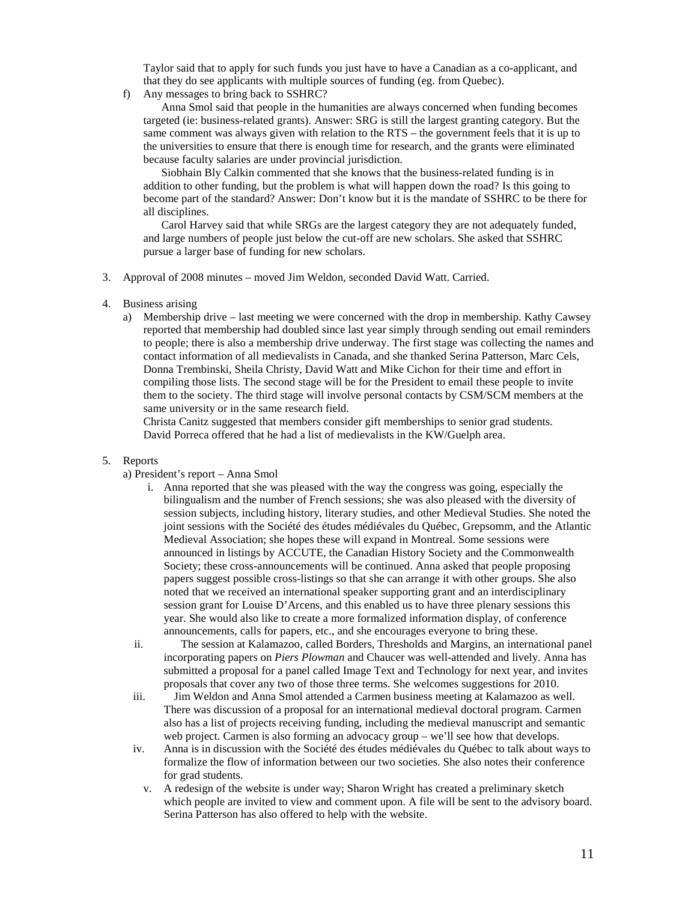Taylor said that to apply for such funds you just have to have a Canadian as a co-applicant, and that they do see applicants with multiple sources of funding (eg. from Quebec).

f) Any messages to bring back to SSHRC?

Anna Smol said that people in the humanities are always concerned when funding becomes targeted (ie: business-related grants). Answer: SRG is still the largest granting category. But the same comment was always given with relation to the RTS – the government feels that it is up to the universities to ensure that there is enough time for research, and the grants were eliminated because faculty salaries are under provincial jurisdiction.

Siobhain Bly Calkin commented that she knows that the business-related funding is in addition to other funding, but the problem is what will happen down the road? Is this going to become part of the standard? Answer: Don't know but it is the mandate of SSHRC to be there for all disciplines.

Carol Harvey said that while SRGs are the largest category they are not adequately funded, and large numbers of people just below the cut-off are new scholars. She asked that SSHRC pursue a larger base of funding for new scholars.

3. Approval of 2008 minutes – moved Jim Weldon, seconded David Watt. Carried.

4. Business arising

   a) Membership drive – last meeting we were concerned with the drop in membership. Kathy Cawsey reported that membership had doubled since last year simply through sending out email reminders to people; there is also a membership drive underway. The first stage was collecting the names and contact information of all medievalists in Canada, and she thanked Serina Patterson, Marc Cels, Donna Trembinski, Sheila Christy, David Watt and Mike Cichon for their time and effort in compiling those lists. The second stage will be for the President to email these people to invite them to the society. The third stage will involve personal contacts by CSM/SCM members at the same university or in the same research field.
   
   Christa Canitz suggested that members consider gift memberships to senior grad students.
   David Porreca offered that he had a list of medievalists in the KW/Guelph area.

5. Reports

   a) President's report – Anna Smol

      i. Anna reported that she was pleased with the way the congress was going, especially the bilingualism and the number of French sessions; she was also pleased with the diversity of session subjects, including history, literary studies, and other Medieval Studies. She noted the joint sessions with the Société des études médiévales du Québec, Grepsomm, and the Atlantic Medieval Association; she hopes these will expand in Montreal. Some sessions were announced in listings by ACCUTE, the Canadian History Society and the Commonwealth Society; these cross-announcements will be continued. Anna asked that people proposing papers suggest possible cross-listings so that she can arrange it with other groups. She also noted that we received an international speaker supporting grant and an interdisciplinary session grant for Louise D'Arcens, and this enabled us to have three plenary sessions this year. She would also like to create a more formalized information display, of conference announcements, calls for papers, etc., and she encourages everyone to bring these.

      ii. The session at Kalamazoo, called Borders, Thresholds and Margins, an international panel incorporating papers on *Piers Plowman* and Chaucer was well-attended and lively. Anna has submitted a proposal for a panel called Image Text and Technology for next year, and invites proposals that cover any two of those three terms. She welcomes suggestions for 2010.

      iii. Jim Weldon and Anna Smol attended a Carmen business meeting at Kalamazoo as well. There was discussion of a proposal for an international medieval doctoral program. Carmen also has a list of projects receiving funding, including the medieval manuscript and semantic web project. Carmen is also forming an advocacy group – we'll see how that develops.

      iv. Anna is in discussion with the Société des études médiévales du Québec to talk about ways to formalize the flow of information between our two societies. She also notes their conference for grad students.

      v. A redesign of the website is under way; Sharon Wright has created a preliminary sketch which people are invited to view and comment upon. A file will be sent to the advisory board. Serina Patterson has also offered to help with the website.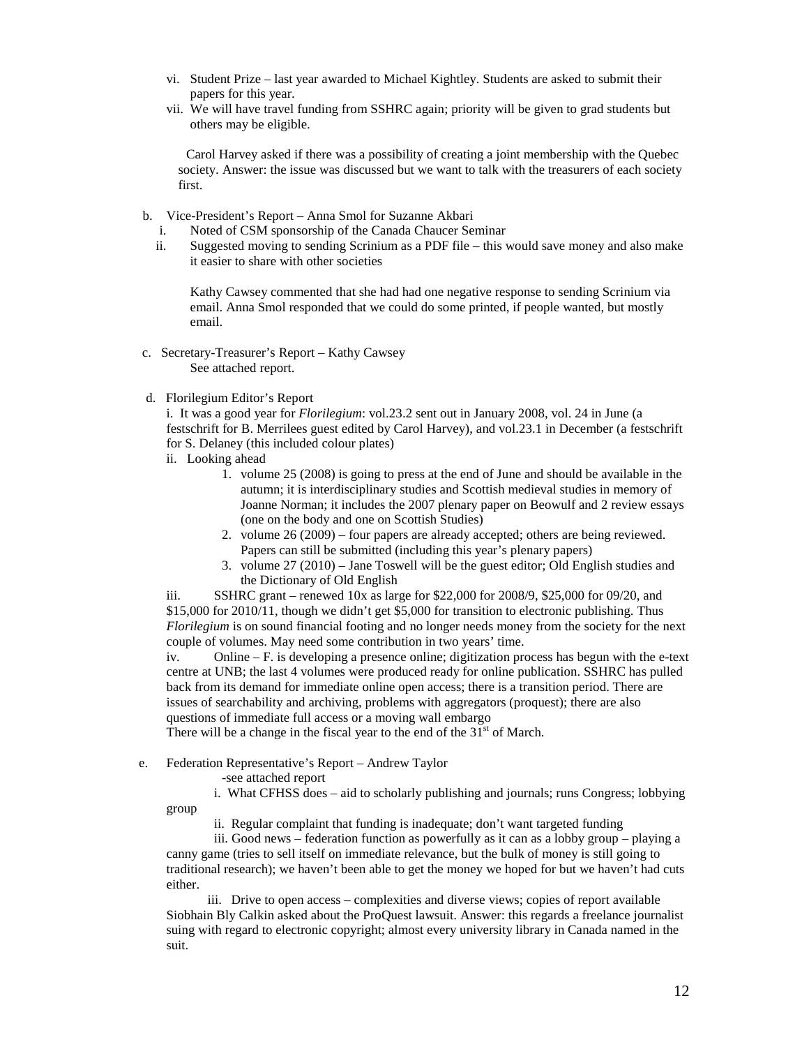vi. Student Prize – last year awarded to Michael Kightley. Students are asked to submit their papers for this year.

vii. We will have travel funding from SSHRC again; priority will be given to grad students but others may be eligible.

Carol Harvey asked if there was a possibility of creating a joint membership with the Quebec society. Answer: the issue was discussed but we want to talk with the treasurers of each society first.

b. Vice-President's Report – Anna Smol for Suzanne Akbari

i. Noted of CSM sponsorship of the Canada Chaucer Seminar

ii. Suggested moving to sending Scrinium as a PDF file – this would save money and also make it easier to share with other societies

Kathy Cawsey commented that she had had one negative response to sending Scrinium via email. Anna Smol responded that we could do some printed, if people wanted, but mostly email.

c. Secretary-Treasurer's Report – Kathy Cawsey

See attached report.

d. Florilegium Editor's Report

i. It was a good year for *Florilegium*: vol.23.2 sent out in January 2008, vol. 24 in June (a festschrift for B. Merrilees guest edited by Carol Harvey), and vol.23.1 in December (a festschrift for S. Delaney (this included colour plates)

ii. Looking ahead

1. volume 25 (2008) is going to press at the end of June and should be available in the autumn; it is interdisciplinary studies and Scottish medieval studies in memory of Joanne Norman; it includes the 2007 plenary paper on Beowulf and 2 review essays (one on the body and one on Scottish Studies)
2. volume 26 (2009) – four papers are already accepted; others are being reviewed. Papers can still be submitted (including this year's plenary papers)
3. volume 27 (2010) – Jane Toswell will be the guest editor; Old English studies and the Dictionary of Old English

iii. SSHRC grant – renewed 10x as large for $22,000 for 2008/9, $25,000 for 09/20, and $15,000 for 2010/11, though we didn't get $5,000 for transition to electronic publishing. Thus *Florilegium* is on sound financial footing and no longer needs money from the society for the next couple of volumes. May need some contribution in two years' time.

iv. Online – F. is developing a presence online; digitization process has begun with the e-text centre at UNB; the last 4 volumes were produced ready for online publication. SSHRC has pulled back from its demand for immediate online open access; there is a transition period. There are issues of searchability and archiving, problems with aggregators (proquest); there are also questions of immediate full access or a moving wall embargo

There will be a change in the fiscal year to the end of the 31st of March.

e. Federation Representative's Report – Andrew Taylor

-see attached report

i. What CFHSS does – aid to scholarly publishing and journals; runs Congress; lobbying group

ii. Regular complaint that funding is inadequate; don't want targeted funding

iii. Good news – federation function as powerfully as it can as a lobby group – playing a canny game (tries to sell itself on immediate relevance, but the bulk of money is still going to traditional research); we haven't been able to get the money we hoped for but we haven't had cuts either.

iii. Drive to open access – complexities and diverse views; copies of report available

Siobhain Bly Calkin asked about the ProQuest lawsuit. Answer: this regards a freelance journalist suing with regard to electronic copyright; almost every university library in Canada named in the suit.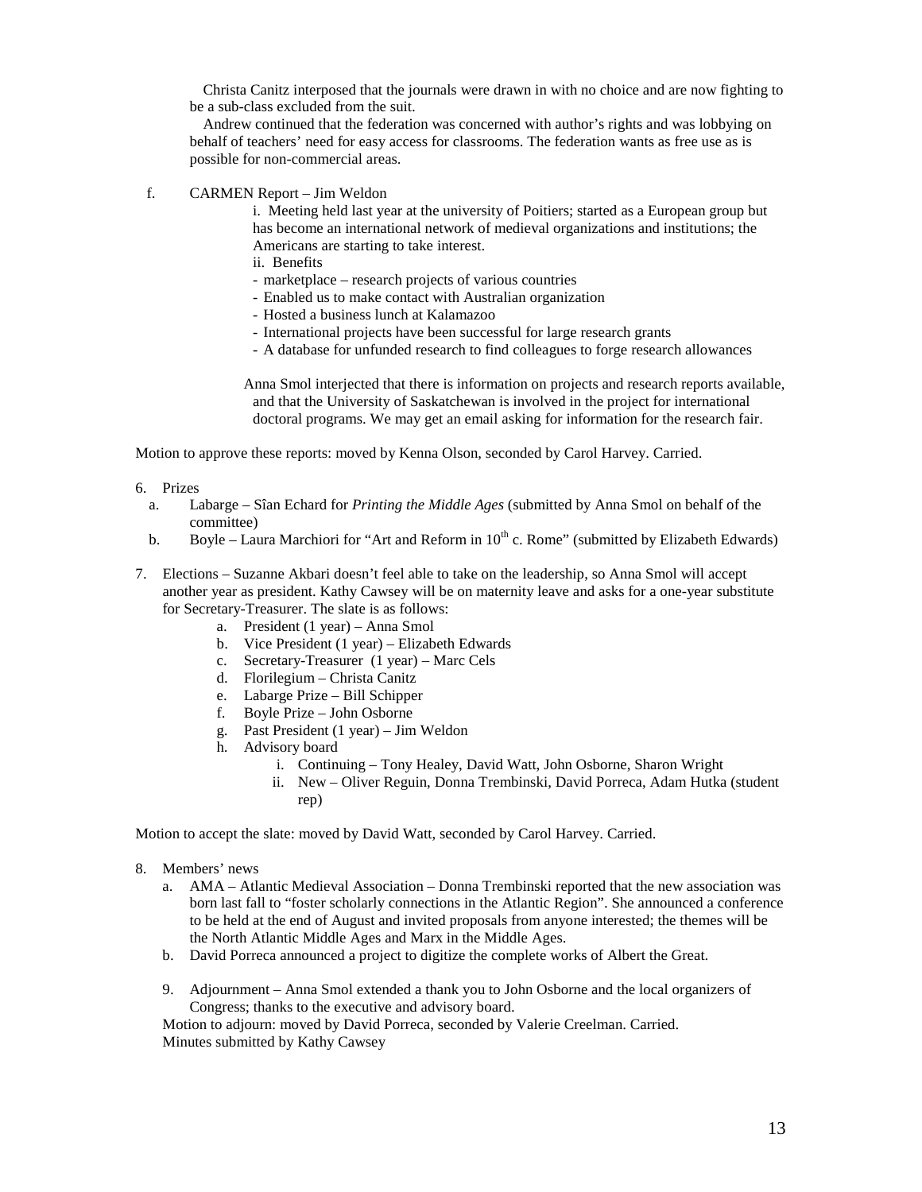Christa Canitz interposed that the journals were drawn in with no choice and are now fighting to be a sub-class excluded from the suit.

Andrew continued that the federation was concerned with author's rights and was lobbying on behalf of teachers' need for easy access for classrooms. The federation wants as free use as is possible for non-commercial areas.

f. CARMEN Report – Jim Weldon

i. Meeting held last year at the university of Poitiers; started as a European group but has become an international network of medieval organizations and institutions; the Americans are starting to take interest.

ii. Benefits

- marketplace – research projects of various countries
- Enabled us to make contact with Australian organization
- Hosted a business lunch at Kalamazoo
- International projects have been successful for large research grants
- A database for unfunded research to find colleagues to forge research allowances

Anna Smol interjected that there is information on projects and research reports available, and that the University of Saskatchewan is involved in the project for international doctoral programs. We may get an email asking for information for the research fair.

Motion to approve these reports: moved by Kenna Olson, seconded by Carol Harvey. Carried.

6. Prizes
   a. Labarge – Sîan Echard for *Printing the Middle Ages* (submitted by Anna Smol on behalf of the committee)
   b. Boyle – Laura Marchiori for "Art and Reform in 10th c. Rome" (submitted by Elizabeth Edwards)

7. Elections – Suzanne Akbari doesn't feel able to take on the leadership, so Anna Smol will accept another year as president. Kathy Cawsey will be on maternity leave and asks for a one-year substitute for Secretary-Treasurer. The slate is as follows:
   a. President (1 year) – Anna Smol
   b. Vice President (1 year) – Elizabeth Edwards
   c. Secretary-Treasurer (1 year) – Marc Cels
   d. Florilegium – Christa Canitz
   e. Labarge Prize – Bill Schipper
   f. Boyle Prize – John Osborne
   g. Past President (1 year) – Jim Weldon
   h. Advisory board
      i. Continuing – Tony Healey, David Watt, John Osborne, Sharon Wright
      ii. New – Oliver Reguin, Donna Trembinski, David Porreca, Adam Hutka (student rep)

Motion to accept the slate: moved by David Watt, seconded by Carol Harvey. Carried.

8. Members' news
   a. AMA – Atlantic Medieval Association – Donna Trembinski reported that the new association was born last fall to "foster scholarly connections in the Atlantic Region". She announced a conference to be held at the end of August and invited proposals from anyone interested; the themes will be the North Atlantic Middle Ages and Marx in the Middle Ages.
   b. David Porreca announced a project to digitize the complete works of Albert the Great.

9. Adjournment – Anna Smol extended a thank you to John Osborne and the local organizers of Congress; thanks to the executive and advisory board.

Motion to adjourn: moved by David Porreca, seconded by Valerie Creelman. Carried.

Minutes submitted by Kathy Cawsey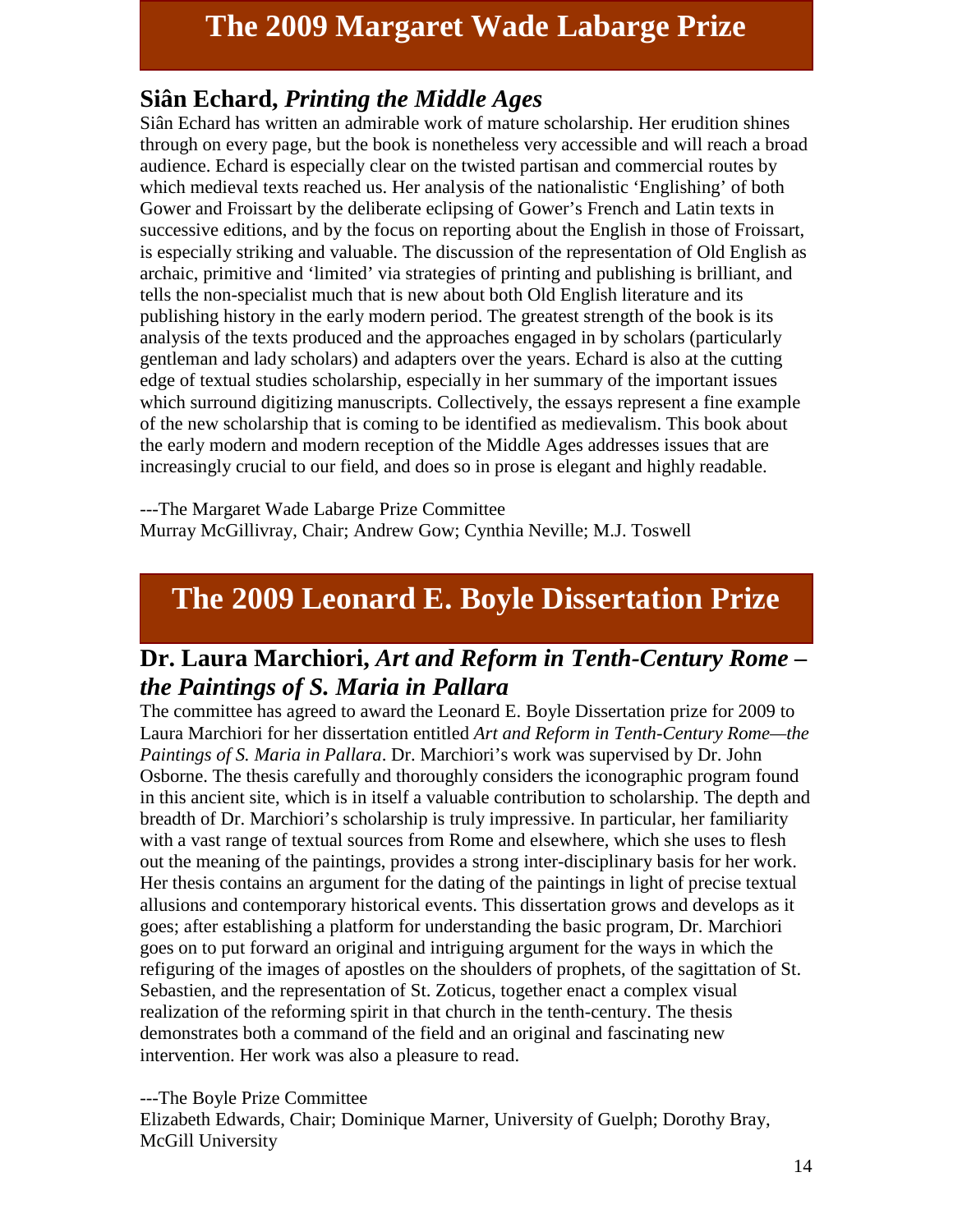# The 2009 Margaret Wade Labarge Prize

## Siân Echard, *Printing the Middle Ages*

Siân Echard has written an admirable work of mature scholarship. Her erudition shines through on every page, but the book is nonetheless very accessible and will reach a broad audience. Echard is especially clear on the twisted partisan and commercial routes by which medieval texts reached us. Her analysis of the nationalistic 'Englishing' of both Gower and Froissart by the deliberate eclipsing of Gower's French and Latin texts in successive editions, and by the focus on reporting about the English in those of Froissart, is especially striking and valuable. The discussion of the representation of Old English as archaic, primitive and 'limited' via strategies of printing and publishing is brilliant, and tells the non-specialist much that is new about both Old English literature and its publishing history in the early modern period. The greatest strength of the book is its analysis of the texts produced and the approaches engaged in by scholars (particularly gentleman and lady scholars) and adapters over the years. Echard is also at the cutting edge of textual studies scholarship, especially in her summary of the important issues which surround digitizing manuscripts. Collectively, the essays represent a fine example of the new scholarship that is coming to be identified as medievalism. This book about the early modern and modern reception of the Middle Ages addresses issues that are increasingly crucial to our field, and does so in prose is elegant and highly readable.

---The Margaret Wade Labarge Prize Committee
Murray McGillivray, Chair; Andrew Gow; Cynthia Neville; M.J. Toswell

# The 2009 Leonard E. Boyle Dissertation Prize

## Dr. Laura Marchiori, *Art and Reform in Tenth-Century Rome – the Paintings of S. Maria in Pallara*

The committee has agreed to award the Leonard E. Boyle Dissertation prize for 2009 to Laura Marchiori for her dissertation entitled *Art and Reform in Tenth-Century Rome—the Paintings of S. Maria in Pallara*. Dr. Marchiori's work was supervised by Dr. John Osborne. The thesis carefully and thoroughly considers the iconographic program found in this ancient site, which is in itself a valuable contribution to scholarship. The depth and breadth of Dr. Marchiori's scholarship is truly impressive. In particular, her familiarity with a vast range of textual sources from Rome and elsewhere, which she uses to flesh out the meaning of the paintings, provides a strong inter-disciplinary basis for her work. Her thesis contains an argument for the dating of the paintings in light of precise textual allusions and contemporary historical events. This dissertation grows and develops as it goes; after establishing a platform for understanding the basic program, Dr. Marchiori goes on to put forward an original and intriguing argument for the ways in which the refiguring of the images of apostles on the shoulders of prophets, of the sagittation of St. Sebastien, and the representation of St. Zoticus, together enact a complex visual realization of the reforming spirit in that church in the tenth-century. The thesis demonstrates both a command of the field and an original and fascinating new intervention. Her work was also a pleasure to read.

---The Boyle Prize Committee
Elizabeth Edwards, Chair; Dominique Marner, University of Guelph; Dorothy Bray, McGill University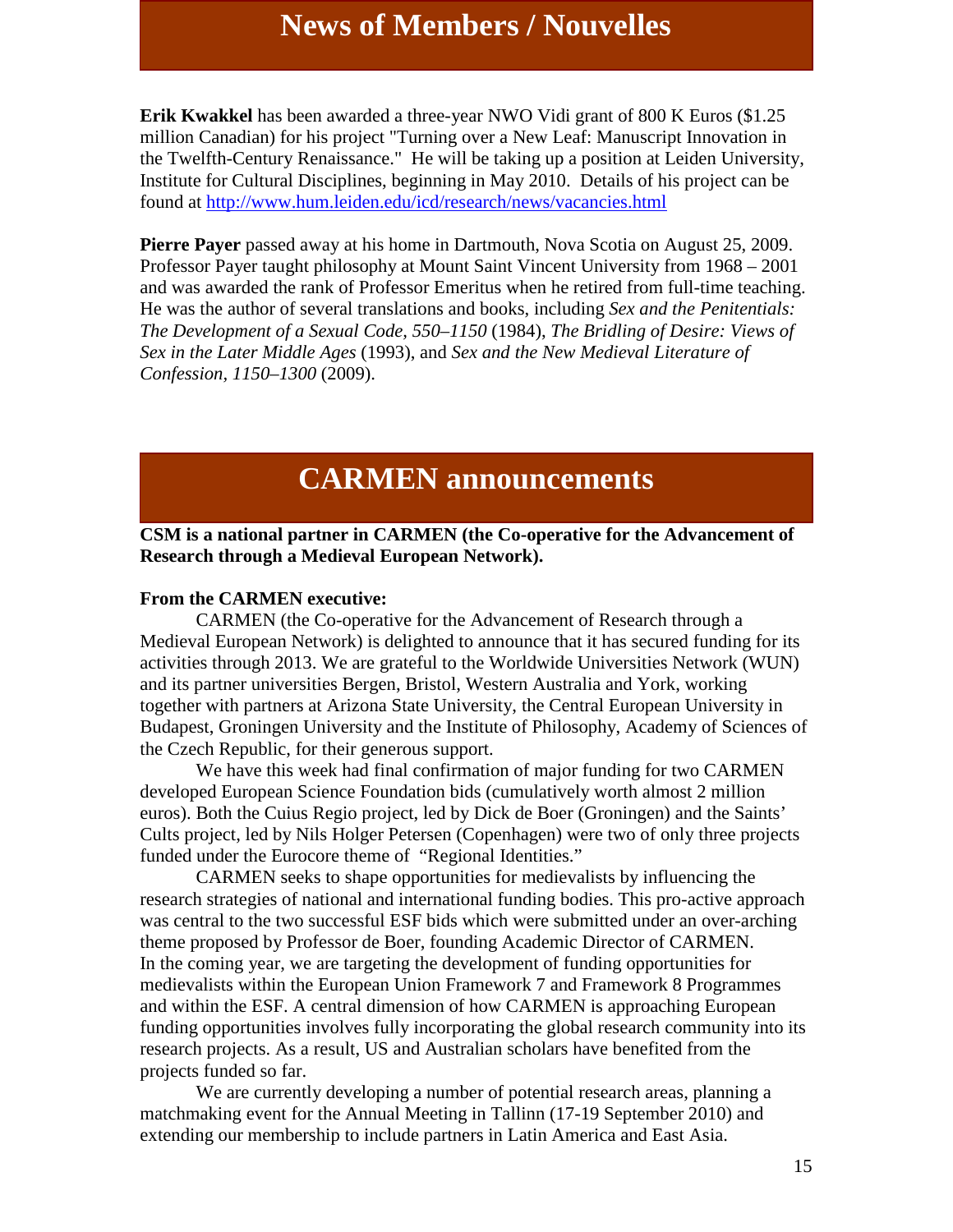# News of Members / Nouvelles

**Erik Kwakkel** has been awarded a three-year NWO Vidi grant of 800 K Euros ($1.25 million Canadian) for his project "Turning over a New Leaf: Manuscript Innovation in the Twelfth-Century Renaissance." He will be taking up a position at Leiden University, Institute for Cultural Disciplines, beginning in May 2010. Details of his project can be found at http://www.hum.leiden.edu/icd/research/news/vacancies.html

**Pierre Payer** passed away at his home in Dartmouth, Nova Scotia on August 25, 2009. Professor Payer taught philosophy at Mount Saint Vincent University from 1968 – 2001 and was awarded the rank of Professor Emeritus when he retired from full-time teaching. He was the author of several translations and books, including *Sex and the Penitentials: The Development of a Sexual Code, 550–1150* (1984), *The Bridling of Desire: Views of Sex in the Later Middle Ages* (1993), and *Sex and the New Medieval Literature of Confession, 1150–1300* (2009).

# CARMEN announcements

**CSM is a national partner in CARMEN (the Co-operative for the Advancement of Research through a Medieval European Network).**

**From the CARMEN executive:**

CARMEN (the Co-operative for the Advancement of Research through a Medieval European Network) is delighted to announce that it has secured funding for its activities through 2013. We are grateful to the Worldwide Universities Network (WUN) and its partner universities Bergen, Bristol, Western Australia and York, working together with partners at Arizona State University, the Central European University in Budapest, Groningen University and the Institute of Philosophy, Academy of Sciences of the Czech Republic, for their generous support.

We have this week had final confirmation of major funding for two CARMEN developed European Science Foundation bids (cumulatively worth almost 2 million euros). Both the Cuius Regio project, led by Dick de Boer (Groningen) and the Saints' Cults project, led by Nils Holger Petersen (Copenhagen) were two of only three projects funded under the Eurocore theme of "Regional Identities."

CARMEN seeks to shape opportunities for medievalists by influencing the research strategies of national and international funding bodies. This pro-active approach was central to the two successful ESF bids which were submitted under an over-arching theme proposed by Professor de Boer, founding Academic Director of CARMEN. In the coming year, we are targeting the development of funding opportunities for medievalists within the European Union Framework 7 and Framework 8 Programmes and within the ESF. A central dimension of how CARMEN is approaching European funding opportunities involves fully incorporating the global research community into its research projects. As a result, US and Australian scholars have benefited from the projects funded so far.

We are currently developing a number of potential research areas, planning a matchmaking event for the Annual Meeting in Tallinn (17-19 September 2010) and extending our membership to include partners in Latin America and East Asia.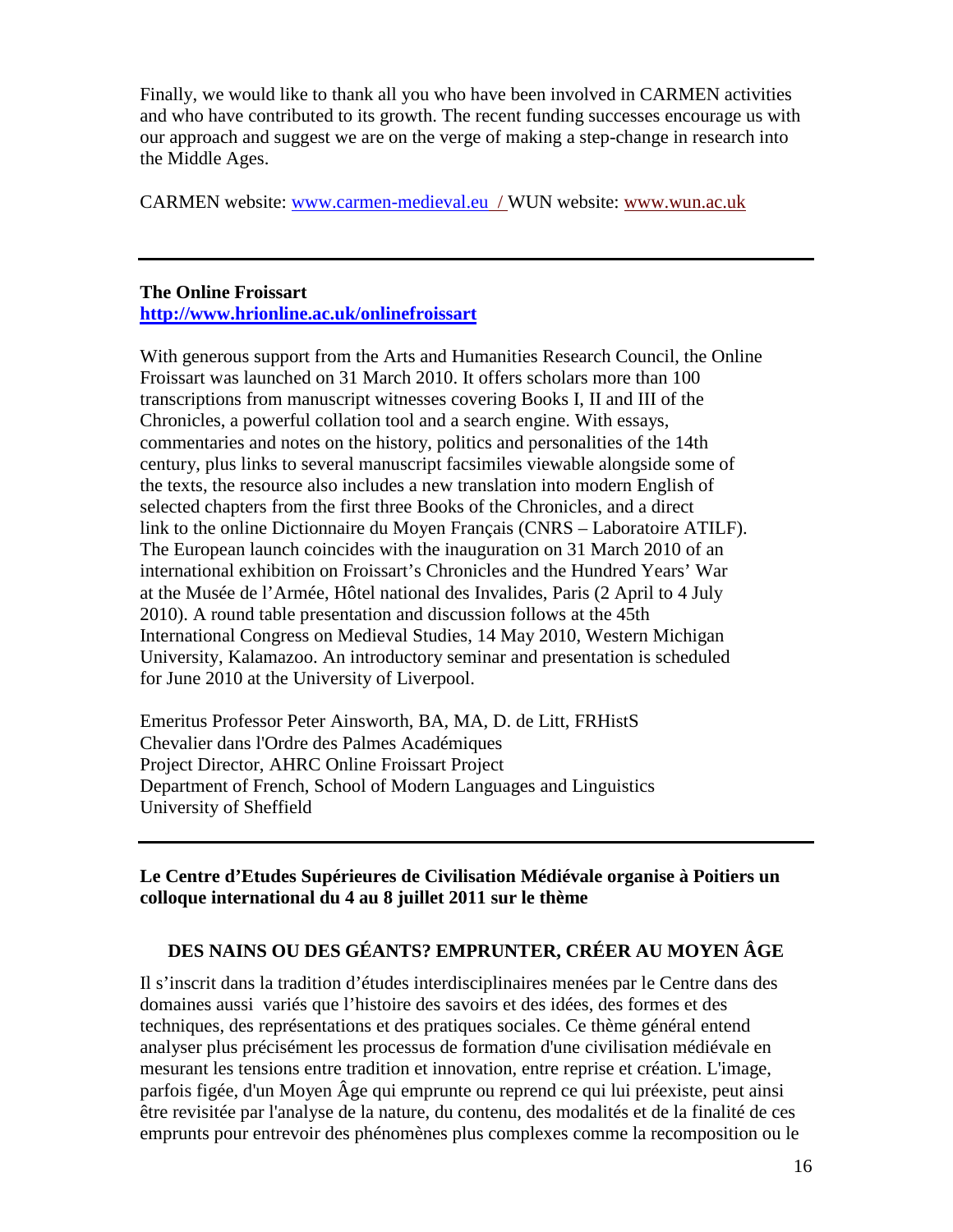Finally, we would like to thank all you who have been involved in CARMEN activities and who have contributed to its growth. The recent funding successes encourage us with our approach and suggest we are on the verge of making a step-change in research into the Middle Ages.

CARMEN website: www.carmen-medieval.eu / WUN website: www.wun.ac.uk

---

**The Online Froissart**
**http://www.hrionline.ac.uk/onlinefroissart**

With generous support from the Arts and Humanities Research Council, the Online Froissart was launched on 31 March 2010. It offers scholars more than 100 transcriptions from manuscript witnesses covering Books I, II and III of the Chronicles, a powerful collation tool and a search engine. With essays, commentaries and notes on the history, politics and personalities of the 14th century, plus links to several manuscript facsimiles viewable alongside some of the texts, the resource also includes a new translation into modern English of selected chapters from the first three Books of the Chronicles, and a direct link to the online Dictionnaire du Moyen Français (CNRS – Laboratoire ATILF). The European launch coincides with the inauguration on 31 March 2010 of an international exhibition on Froissart's Chronicles and the Hundred Years' War at the Musée de l'Armée, Hôtel national des Invalides, Paris (2 April to 4 July 2010). A round table presentation and discussion follows at the 45th International Congress on Medieval Studies, 14 May 2010, Western Michigan University, Kalamazoo. An introductory seminar and presentation is scheduled for June 2010 at the University of Liverpool.

Emeritus Professor Peter Ainsworth, BA, MA, D. de Litt, FRHistS
Chevalier dans l'Ordre des Palmes Académiques
Project Director, AHRC Online Froissart Project
Department of French, School of Modern Languages and Linguistics
University of Sheffield

---

**Le Centre d'Etudes Supérieures de Civilisation Médiévale organise à Poitiers un colloque international du 4 au 8 juillet 2011 sur le thème**

**DES NAINS OU DES GÉANTS? EMPRUNTER, CRÉER AU MOYEN ÂGE**

Il s'inscrit dans la tradition d'études interdisciplinaires menées par le Centre dans des domaines aussi variés que l'histoire des savoirs et des idées, des formes et des techniques, des représentations et des pratiques sociales. Ce thème général entend analyser plus précisément les processus de formation d'une civilisation médiévale en mesurant les tensions entre tradition et innovation, entre reprise et création. L'image, parfois figée, d'un Moyen Âge qui emprunte ou reprend ce qui lui préexiste, peut ainsi être revisitée par l'analyse de la nature, du contenu, des modalités et de la finalité de ces emprunts pour entrevoir des phénomènes plus complexes comme la recomposition ou le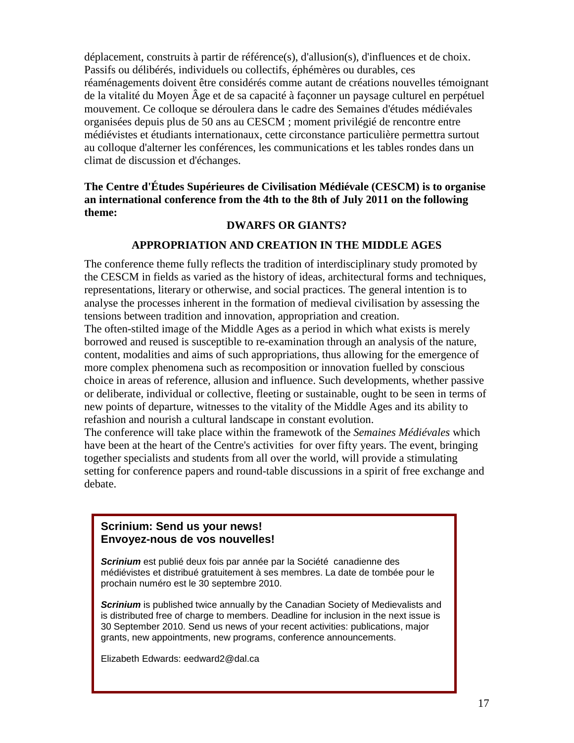déplacement, construits à partir de référence(s), d'allusion(s), d'influences et de choix. Passifs ou délibérés, individuels ou collectifs, éphémères ou durables, ces réaménagements doivent être considérés comme autant de créations nouvelles témoignant de la vitalité du Moyen Âge et de sa capacité à façonner un paysage culturel en perpétuel mouvement. Ce colloque se déroulera dans le cadre des Semaines d'études médiévales organisées depuis plus de 50 ans au CESCM ; moment privilégié de rencontre entre médiévistes et étudiants internationaux, cette circonstance particulière permettra surtout au colloque d'alterner les conférences, les communications et les tables rondes dans un climat de discussion et d'échanges.

**The Centre d'Études Supérieures de Civilisation Médiévale (CESCM) is to organise an international conference from the 4th to the 8th of July 2011 on the following theme:**

**DWARFS OR GIANTS?**

**APPROPRIATION AND CREATION IN THE MIDDLE AGES**

The conference theme fully reflects the tradition of interdisciplinary study promoted by the CESCM in fields as varied as the history of ideas, architectural forms and techniques, representations, literary or otherwise, and social practices. The general intention is to analyse the processes inherent in the formation of medieval civilisation by assessing the tensions between tradition and innovation, appropriation and creation.

The often-stilted image of the Middle Ages as a period in which what exists is merely borrowed and reused is susceptible to re-examination through an analysis of the nature, content, modalities and aims of such appropriations, thus allowing for the emergence of more complex phenomena such as recomposition or innovation fuelled by conscious choice in areas of reference, allusion and influence. Such developments, whether passive or deliberate, individual or collective, fleeting or sustainable, ought to be seen in terms of new points of departure, witnesses to the vitality of the Middle Ages and its ability to refashion and nourish a cultural landscape in constant evolution.

The conference will take place within the framewotk of the *Semaines Médiévales* which have been at the heart of the Centre's activities for over fifty years. The event, bringing together specialists and students from all over the world, will provide a stimulating setting for conference papers and round-table discussions in a spirit of free exchange and debate.

**Scrinium: Send us your news!**
**Envoyez-nous de vos nouvelles!**

***Scrinium*** est publié deux fois par année par la Société canadienne des médiévistes et distribué gratuitement à ses membres. La date de tombée pour le prochain numéro est le 30 septembre 2010.

***Scrinium*** is published twice annually by the Canadian Society of Medievalists and is distributed free of charge to members. Deadline for inclusion in the next issue is 30 September 2010. Send us news of your recent activities: publications, major grants, new appointments, new programs, conference announcements.

Elizabeth Edwards: eedward2@dal.ca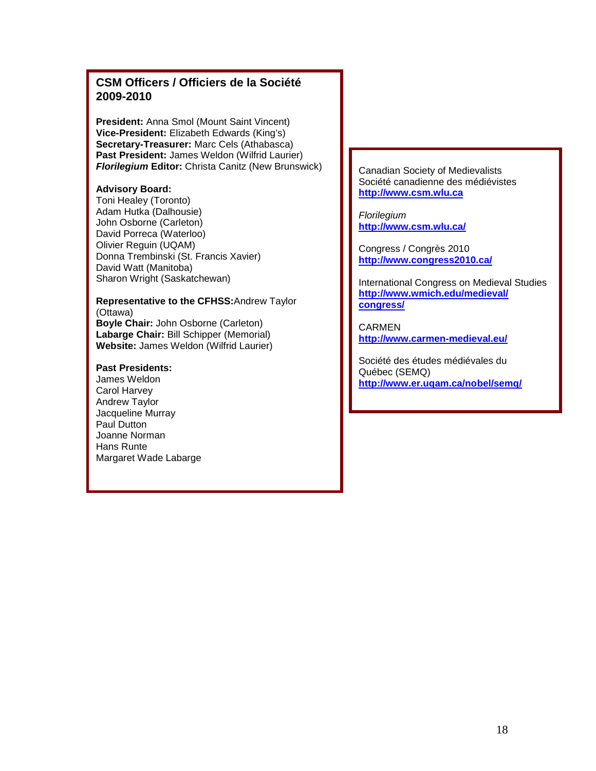## CSM Officers / Officiers de la Société 2009-2010

**President:** Anna Smol (Mount Saint Vincent)
**Vice-President:** Elizabeth Edwards (King's)
**Secretary-Treasurer:** Marc Cels (Athabasca)
**Past President:** James Weldon (Wilfrid Laurier)
***Florilegium* Editor:** Christa Canitz (New Brunswick)

**Advisory Board:**
Toni Healey (Toronto)
Adam Hutka (Dalhousie)
John Osborne (Carleton)
David Porreca (Waterloo)
Olivier Reguin (UQAM)
Donna Trembinski (St. Francis Xavier)
David Watt (Manitoba)
Sharon Wright (Saskatchewan)

**Representative to the CFHSS:** Andrew Taylor (Ottawa)
**Boyle Chair:** John Osborne (Carleton)
**Labarge Chair:** Bill Schipper (Memorial)
**Website:** James Weldon (Wilfrid Laurier)

**Past Presidents:**
James Weldon
Carol Harvey
Andrew Taylor
Jacqueline Murray
Paul Dutton
Joanne Norman
Hans Runte
Margaret Wade Labarge

---

Canadian Society of Medievalists
Société canadienne des médiévistes
**http://www.csm.wlu.ca**

*Florilegium*
**http://www.csm.wlu.ca/**

Congress / Congrès 2010
**http://www.congress2010.ca/**

International Congress on Medieval Studies
**http://www.wmich.edu/medieval/congress/**

CARMEN
**http://www.carmen-medieval.eu/**

Société des études médiévales du Québec (SEMQ)
**http://www.er.uqam.ca/nobel/semq/**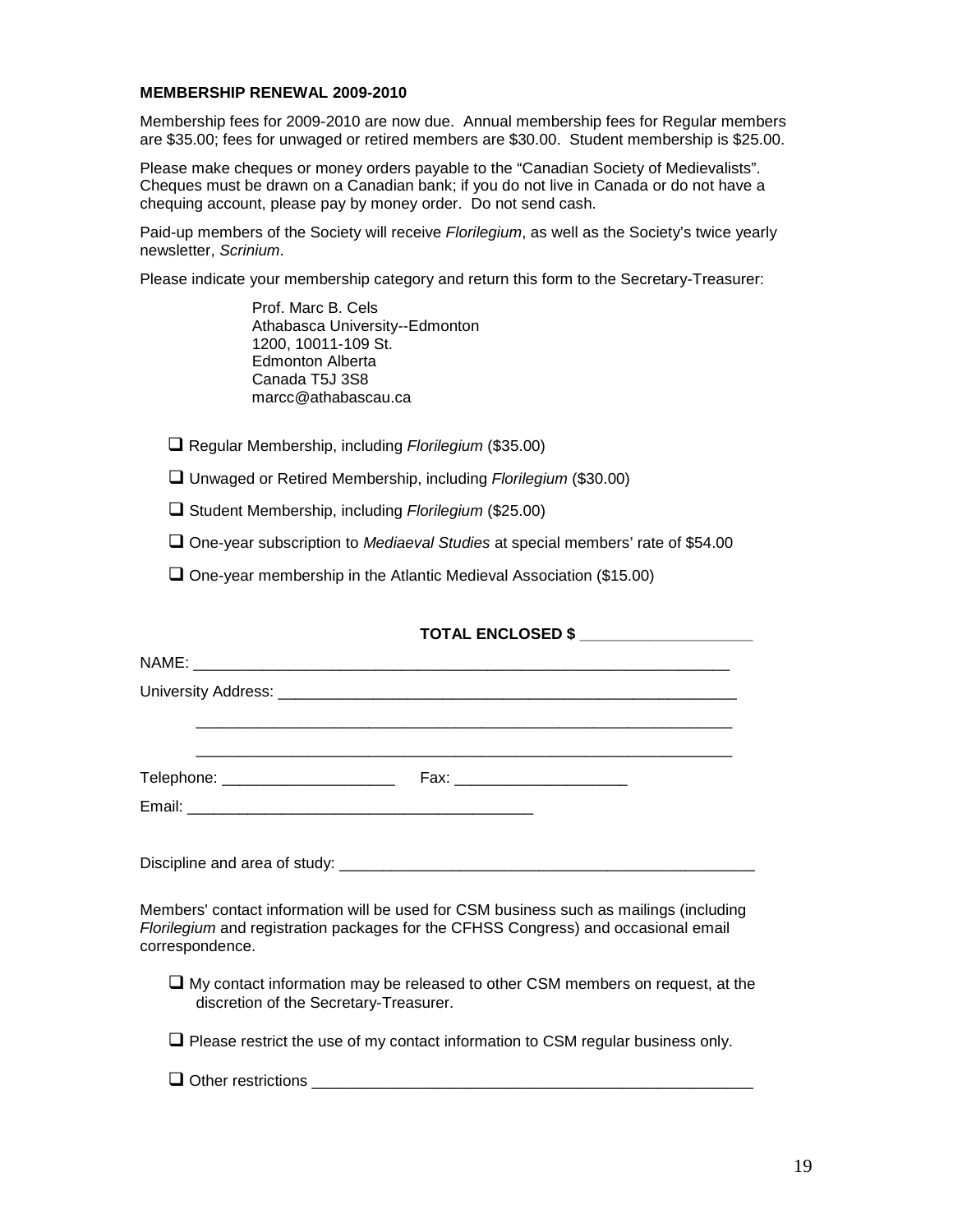**MEMBERSHIP RENEWAL 2009-2010**

Membership fees for 2009-2010 are now due. Annual membership fees for Regular members are $35.00; fees for unwaged or retired members are $30.00. Student membership is $25.00.

Please make cheques or money orders payable to the "Canadian Society of Medievalists". Cheques must be drawn on a Canadian bank; if you do not live in Canada or do not have a chequing account, please pay by money order. Do not send cash.

Paid-up members of the Society will receive *Florilegium*, as well as the Society's twice yearly newsletter, *Scrinium*.

Please indicate your membership category and return this form to the Secretary-Treasurer:

> Prof. Marc B. Cels
> Athabasca University--Edmonton
> 1200, 10011-109 St.
> Edmonton Alberta
> Canada T5J 3S8
> marcc@athabascau.ca

- ❑ Regular Membership, including *Florilegium* ($35.00)
- ❑ Unwaged or Retired Membership, including *Florilegium* ($30.00)
- ❑ Student Membership, including *Florilegium* ($25.00)
- ❑ One-year subscription to *Mediaeval Studies* at special members' rate of $54.00
- ❑ One-year membership in the Atlantic Medieval Association ($15.00)

**TOTAL ENCLOSED $ ____________________**

NAME: ________________________________________________________________

University Address: ______________________________________________________

________________________________________________________________

________________________________________________________________

Telephone: ____________________ Fax: ____________________

Email: __________________________________________

Discipline and area of study: __________________________________________________

Members' contact information will be used for CSM business such as mailings (including *Florilegium* and registration packages for the CFHSS Congress) and occasional email correspondence.

- ❑ My contact information may be released to other CSM members on request, at the discretion of the Secretary-Treasurer.
- ❑ Please restrict the use of my contact information to CSM regular business only.
- ❑ Other restrictions ____________________________________________________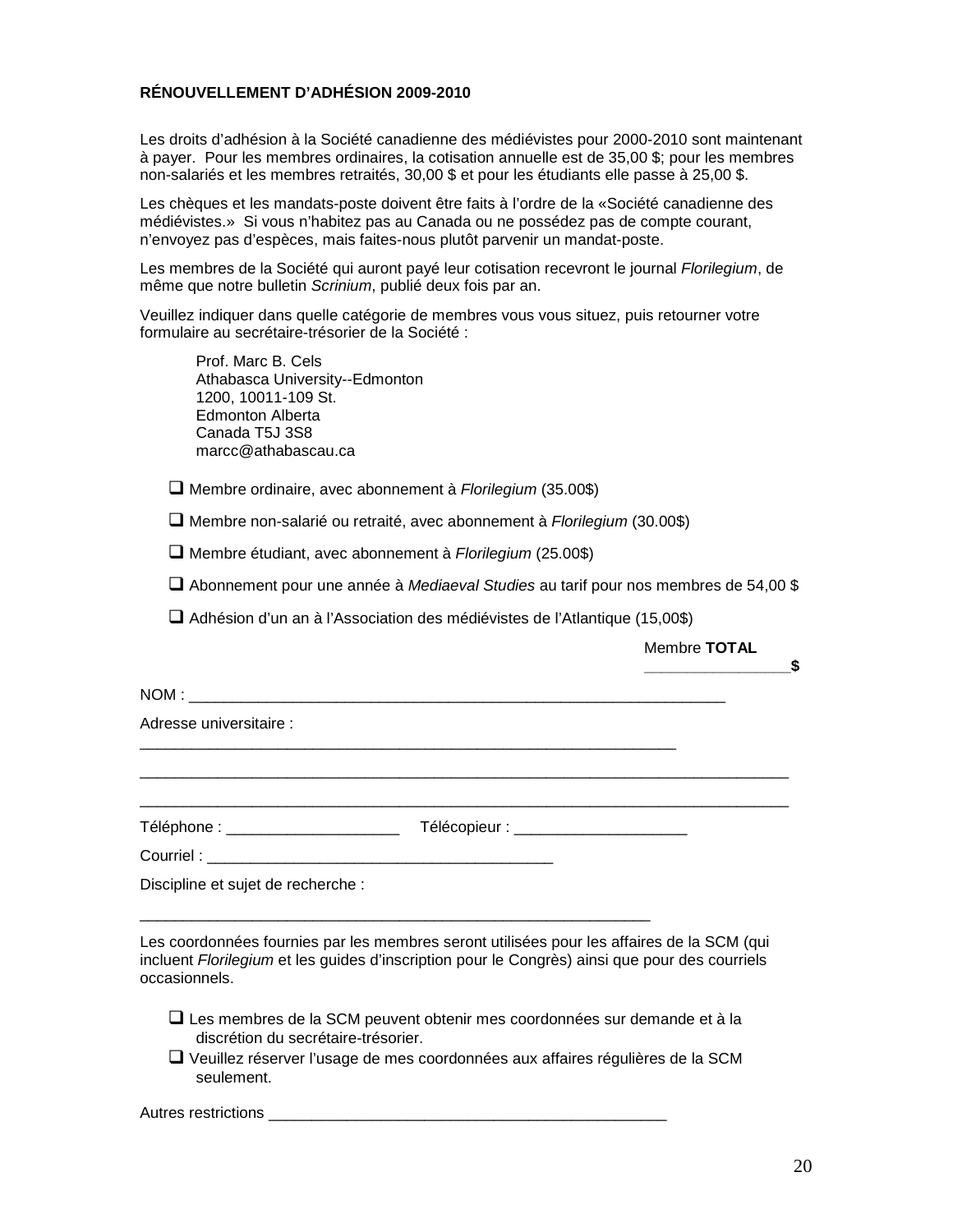**RÉNOUVELLEMENT D'ADHÉSION 2009-2010**

Les droits d'adhésion à la Société canadienne des médiévistes pour 2000-2010 sont maintenant à payer. Pour les membres ordinaires, la cotisation annuelle est de 35,00 $; pour les membres non-salariés et les membres retraités, 30,00 $ et pour les étudiants elle passe à 25,00 $.

Les chèques et les mandats-poste doivent être faits à l'ordre de la «Société canadienne des médiévistes.» Si vous n'habitez pas au Canada ou ne possédez pas de compte courant, n'envoyez pas d'espèces, mais faites-nous plutôt parvenir un mandat-poste.

Les membres de la Société qui auront payé leur cotisation recevront le journal *Florilegium*, de même que notre bulletin *Scrinium*, publié deux fois par an.

Veuillez indiquer dans quelle catégorie de membres vous vous situez, puis retourner votre formulaire au secrétaire-trésorier de la Société :

Prof. Marc B. Cels
Athabasca University--Edmonton
1200, 10011-109 St.
Edmonton Alberta
Canada T5J 3S8
marcc@athabascau.ca

- ❑ Membre ordinaire, avec abonnement à *Florilegium* (35.00$)
- ❑ Membre non-salarié ou retraité, avec abonnement à *Florilegium* (30.00$)
- ❑ Membre étudiant, avec abonnement à *Florilegium* (25.00$)
- ❑ Abonnement pour une année à *Mediaeval Studies* au tarif pour nos membres de 54,00 $
- ❑ Adhésion d'un an à l'Association des médiévistes de l'Atlantique (15,00$)

Membre **TOTAL** _________________**$**

NOM : ______________________________________________________________

Adresse universitaire :
______________________________________________________________
__________________________________________________________________________
__________________________________________________________________________

Téléphone : ____________________ Télécopieur : ____________________

Courriel : ________________________________________

Discipline et sujet de recherche :

___________________________________________________________

Les coordonnées fournies par les membres seront utilisées pour les affaires de la SCM (qui incluent *Florilegium* et les guides d'inscription pour le Congrès) ainsi que pour des courriels occasionnels.

- ❑ Les membres de la SCM peuvent obtenir mes coordonnées sur demande et à la discrétion du secrétaire-trésorier.
- ❑ Veuillez réserver l'usage de mes coordonnées aux affaires régulières de la SCM seulement.

Autres restrictions _____________________________________________